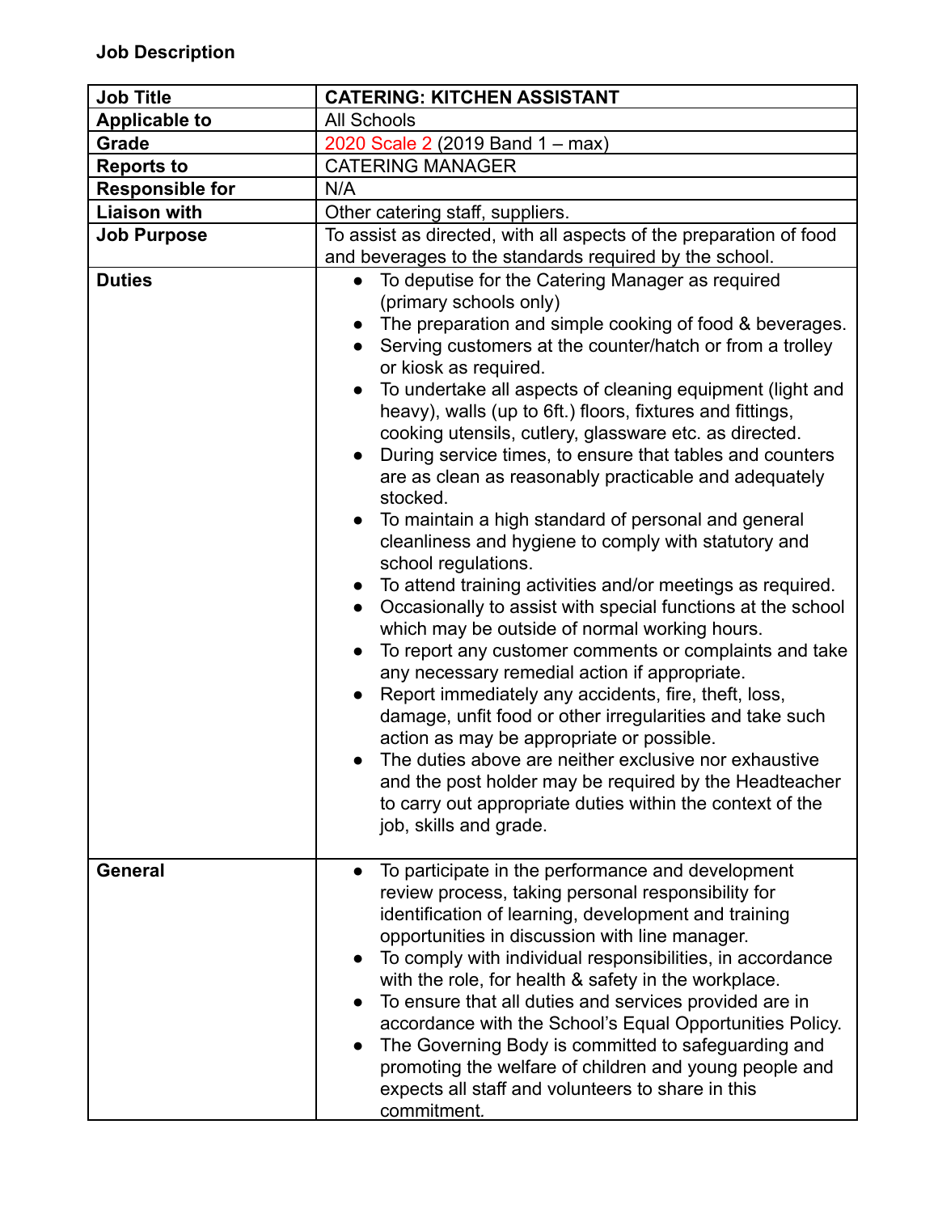**Job Description**

| Job Title | CATERING: KITCHEN ASSISTANT |
|---|---|
| Applicable to | All Schools |
| Grade | 2020 Scale 2 (2019 Band 1 – max) |
| Reports to | CATERING MANAGER |
| Responsible for | N/A |
| Liaison with | Other catering staff, suppliers. |
| Job Purpose | To assist as directed, with all aspects of the preparation of food and beverages to the standards required by the school. |
| Duties | • To deputise for the Catering Manager as required (primary schools only)<br>• The preparation and simple cooking of food & beverages.<br>• Serving customers at the counter/hatch or from a trolley or kiosk as required.<br>• To undertake all aspects of cleaning equipment (light and heavy), walls (up to 6ft.) floors, fixtures and fittings, cooking utensils, cutlery, glassware etc. as directed.<br>• During service times, to ensure that tables and counters are as clean as reasonably practicable and adequately stocked.<br>• To maintain a high standard of personal and general cleanliness and hygiene to comply with statutory and school regulations.<br>• To attend training activities and/or meetings as required.<br>• Occasionally to assist with special functions at the school which may be outside of normal working hours.<br>• To report any customer comments or complaints and take any necessary remedial action if appropriate.<br>• Report immediately any accidents, fire, theft, loss, damage, unfit food or other irregularities and take such action as may be appropriate or possible.<br>• The duties above are neither exclusive nor exhaustive and the post holder may be required by the Headteacher to carry out appropriate duties within the context of the job, skills and grade. |
| General | • To participate in the performance and development review process, taking personal responsibility for identification of learning, development and training opportunities in discussion with line manager.<br>• To comply with individual responsibilities, in accordance with the role, for health & safety in the workplace.<br>• To ensure that all duties and services provided are in accordance with the School's Equal Opportunities Policy.<br>• The Governing Body is committed to safeguarding and promoting the welfare of children and young people and expects all staff and volunteers to share in this commitment. |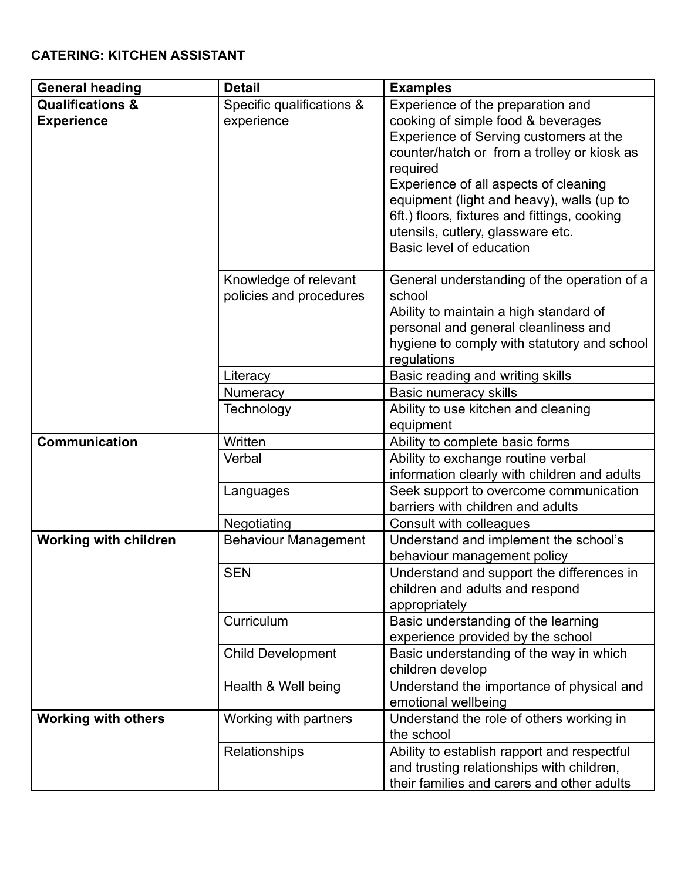**CATERING: KITCHEN ASSISTANT**

| General heading | Detail | Examples |
| --- | --- | --- |
| **Qualifications & Experience** | Specific qualifications & experience | Experience of the preparation and cooking of simple food & beverages<br>Experience of Serving customers at the counter/hatch or from a trolley or kiosk as required<br>Experience of all aspects of cleaning equipment (light and heavy), walls (up to 6ft.) floors, fixtures and fittings, cooking utensils, cutlery, glassware etc.<br>Basic level of education |
| | Knowledge of relevant policies and procedures | General understanding of the operation of a school<br>Ability to maintain a high standard of personal and general cleanliness and hygiene to comply with statutory and school regulations |
| | Literacy | Basic reading and writing skills |
| | Numeracy | Basic numeracy skills |
| | Technology | Ability to use kitchen and cleaning equipment |
| **Communication** | Written | Ability to complete basic forms |
| | Verbal | Ability to exchange routine verbal information clearly with children and adults |
| | Languages | Seek support to overcome communication barriers with children and adults |
| | Negotiating | Consult with colleagues |
| **Working with children** | Behaviour Management | Understand and implement the school's behaviour management policy |
| | SEN | Understand and support the differences in children and adults and respond appropriately |
| | Curriculum | Basic understanding of the learning experience provided by the school |
| | Child Development | Basic understanding of the way in which children develop |
| | Health & Well being | Understand the importance of physical and emotional wellbeing |
| **Working with others** | Working with partners | Understand the role of others working in the school |
| | Relationships | Ability to establish rapport and respectful and trusting relationships with children, their families and carers and other adults |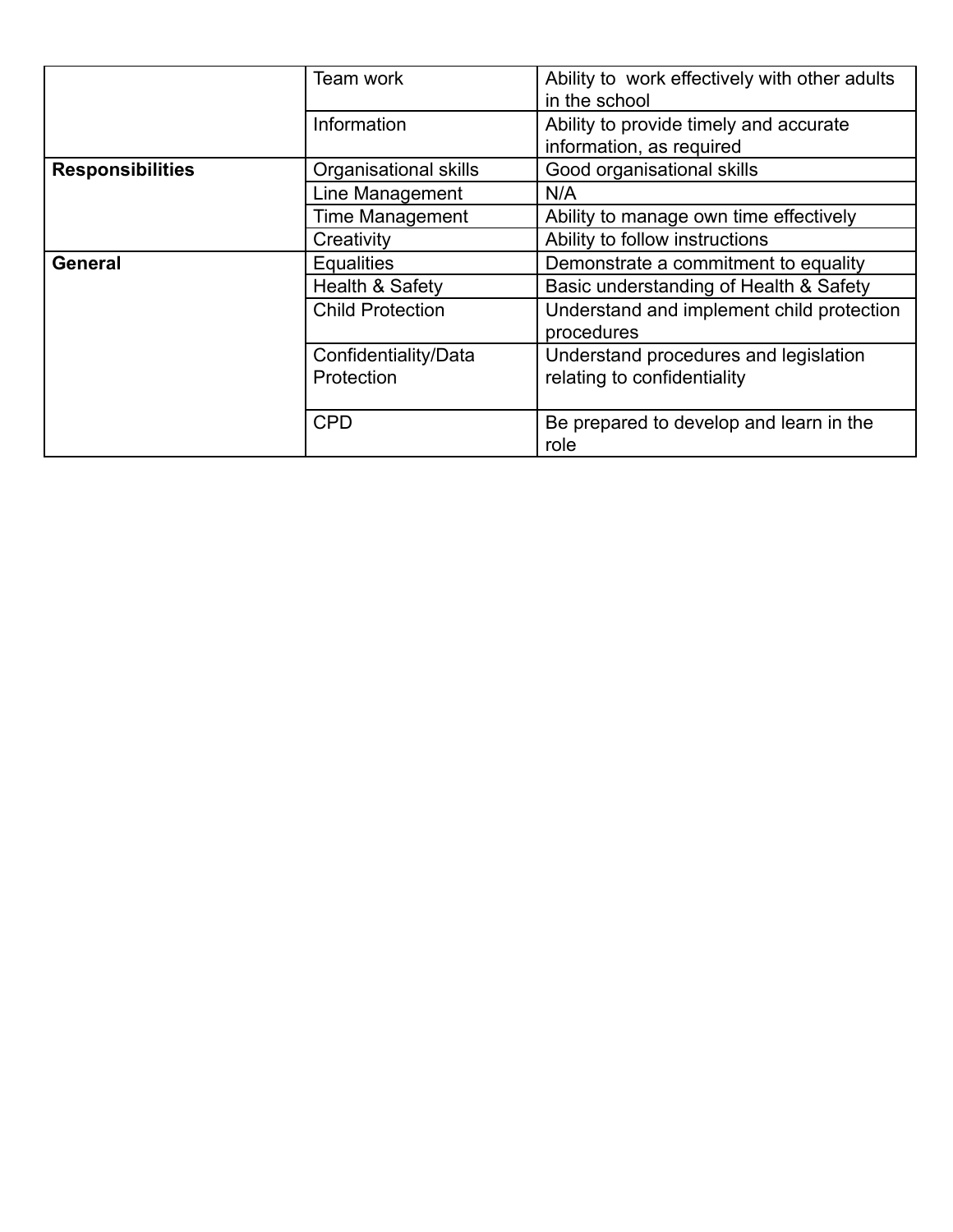| | | |
|---|---|---|
| | Team work | Ability to  work effectively with other adults in the school |
| | Information | Ability to provide timely and accurate information, as required |
| **Responsibilities** | Organisational skills | Good organisational skills |
| | Line Management | N/A |
| | Time Management | Ability to manage own time effectively |
| | Creativity | Ability to follow instructions |
| **General** | Equalities | Demonstrate a commitment to equality |
| | Health & Safety | Basic understanding of Health & Safety |
| | Child Protection | Understand and implement child protection procedures |
| | Confidentiality/Data Protection | Understand procedures and legislation relating to confidentiality |
| | CPD | Be prepared to develop and learn in the role |